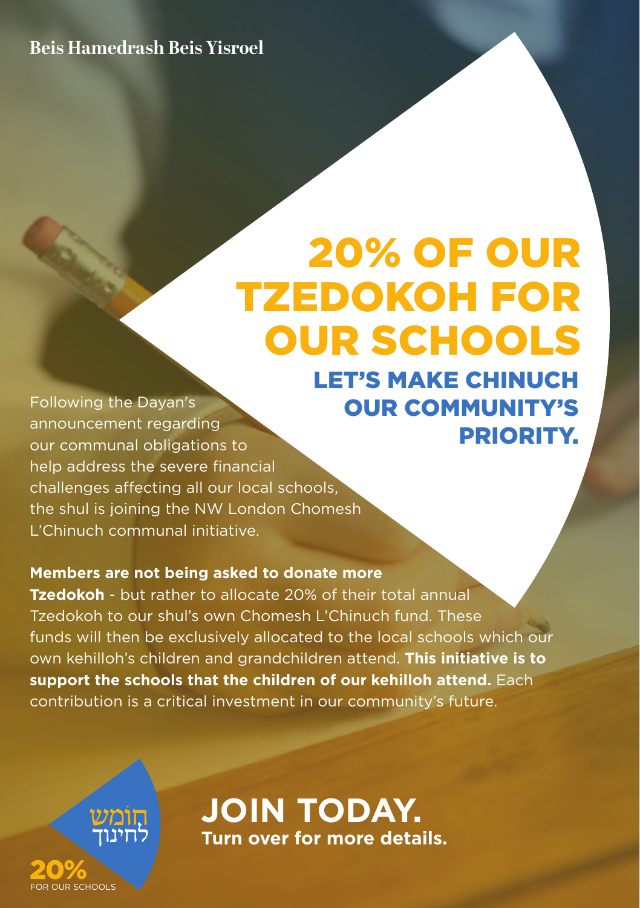Beis Hamedrash Beis Yisroel

# 20% OF OUR TZEDOKOH FOR OUR SCHOOLS

## LET'S MAKE CHINUCH OUR COMMUNITY'S PRIORITY.

Following the Dayan's announcement regarding our communal obligations to help address the severe financial challenges affecting all our local schools, the shul is joining the NW London Chomesh L'Chinuch communal initiative.

**Members are not being asked to donate more Tzedokoh** - but rather to allocate 20% of their total annual Tzedokoh to our shul's own Chomesh L'Chinuch fund. These funds will then be exclusively allocated to the local schools which our own kehilloh's children and grandchildren attend. **This initiative is to support the schools that the children of our kehilloh attend.** Each contribution is a critical investment in our community's future.

חומש לחינוך

20%
FOR OUR SCHOOLS

## JOIN TODAY.

**Turn over for more details.**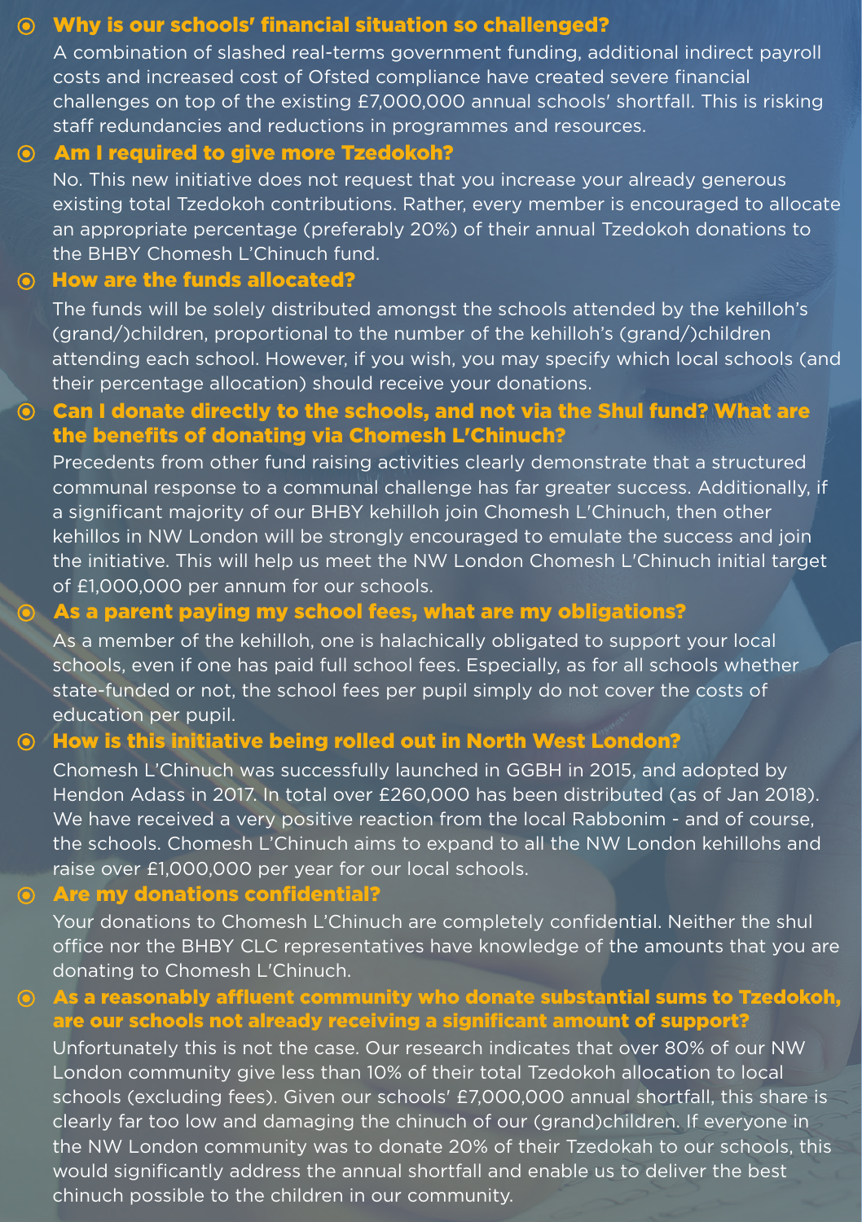## Why is our schools' financial situation so challenged?

A combination of slashed real-terms government funding, additional indirect payroll costs and increased cost of Ofsted compliance have created severe financial challenges on top of the existing £7,000,000 annual schools' shortfall. This is risking staff redundancies and reductions in programmes and resources.

## Am I required to give more Tzedokoh?

No. This new initiative does not request that you increase your already generous existing total Tzedokoh contributions. Rather, every member is encouraged to allocate an appropriate percentage (preferably 20%) of their annual Tzedokoh donations to the BHBY Chomesh L'Chinuch fund.

## How are the funds allocated?

The funds will be solely distributed amongst the schools attended by the kehilloh's (grand/)children, proportional to the number of the kehilloh's (grand/)children attending each school. However, if you wish, you may specify which local schools (and their percentage allocation) should receive your donations.

## Can I donate directly to the schools, and not via the Shul fund? What are the benefits of donating via Chomesh L'Chinuch?

Precedents from other fund raising activities clearly demonstrate that a structured communal response to a communal challenge has far greater success. Additionally, if a significant majority of our BHBY kehilloh join Chomesh L'Chinuch, then other kehillos in NW London will be strongly encouraged to emulate the success and join the initiative. This will help us meet the NW London Chomesh L'Chinuch initial target of £1,000,000 per annum for our schools.

## As a parent paying my school fees, what are my obligations?

As a member of the kehilloh, one is halachically obligated to support your local schools, even if one has paid full school fees. Especially, as for all schools whether state-funded or not, the school fees per pupil simply do not cover the costs of education per pupil.

## How is this initiative being rolled out in North West London?

Chomesh L'Chinuch was successfully launched in GGBH in 2015, and adopted by Hendon Adass in 2017. In total over £260,000 has been distributed (as of Jan 2018). We have received a very positive reaction from the local Rabbonim - and of course, the schools. Chomesh L'Chinuch aims to expand to all the NW London kehillohs and raise over £1,000,000 per year for our local schools.

## Are my donations confidential?

Your donations to Chomesh L'Chinuch are completely confidential. Neither the shul office nor the BHBY CLC representatives have knowledge of the amounts that you are donating to Chomesh L'Chinuch.

## As a reasonably affluent community who donate substantial sums to Tzedokoh, are our schools not already receiving a significant amount of support?

Unfortunately this is not the case. Our research indicates that over 80% of our NW London community give less than 10% of their total Tzedokoh allocation to local schools (excluding fees). Given our schools' £7,000,000 annual shortfall, this share is clearly far too low and damaging the chinuch of our (grand)children. If everyone in the NW London community was to donate 20% of their Tzedokah to our schools, this would significantly address the annual shortfall and enable us to deliver the best chinuch possible to the children in our community.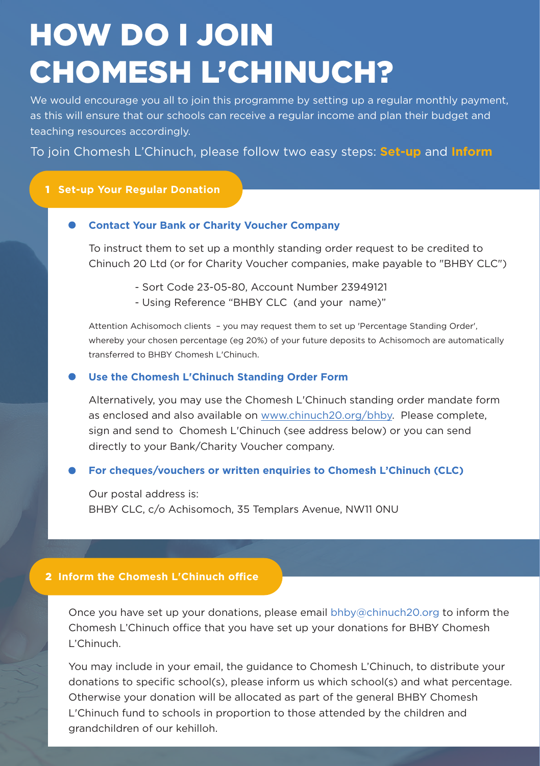# HOW DO I JOIN CHOMESH L'CHINUCH?

We would encourage you all to join this programme by setting up a regular monthly payment, as this will ensure that our schools can receive a regular income and plan their budget and teaching resources accordingly.

To join Chomesh L'Chinuch, please follow two easy steps: **Set-up** and **Inform**

## 1 Set-up Your Regular Donation

- **Contact Your Bank or Charity Voucher Company**

  To instruct them to set up a monthly standing order request to be credited to Chinuch 20 Ltd (or for Charity Voucher companies, make payable to "BHBY CLC")

  - Sort Code 23-05-80, Account Number 23949121
  - Using Reference "BHBY CLC (and your name)"

  Attention Achisomoch clients – you may request them to set up 'Percentage Standing Order', whereby your chosen percentage (eg 20%) of your future deposits to Achisomoch are automatically transferred to BHBY Chomesh L'Chinuch.

- **Use the Chomesh L'Chinuch Standing Order Form**

  Alternatively, you may use the Chomesh L'Chinuch standing order mandate form as enclosed and also available on www.chinuch20.org/bhby. Please complete, sign and send to Chomesh L'Chinuch (see address below) or you can send directly to your Bank/Charity Voucher company.

- **For cheques/vouchers or written enquiries to Chomesh L'Chinuch (CLC)**

  Our postal address is:
  BHBY CLC, c/o Achisomoch, 35 Templars Avenue, NW11 0NU

## 2 Inform the Chomesh L'Chinuch office

Once you have set up your donations, please email bhby@chinuch20.org to inform the Chomesh L'Chinuch office that you have set up your donations for BHBY Chomesh L'Chinuch.

You may include in your email, the guidance to Chomesh L'Chinuch, to distribute your donations to specific school(s), please inform us which school(s) and what percentage. Otherwise your donation will be allocated as part of the general BHBY Chomesh L'Chinuch fund to schools in proportion to those attended by the children and grandchildren of our kehilloh.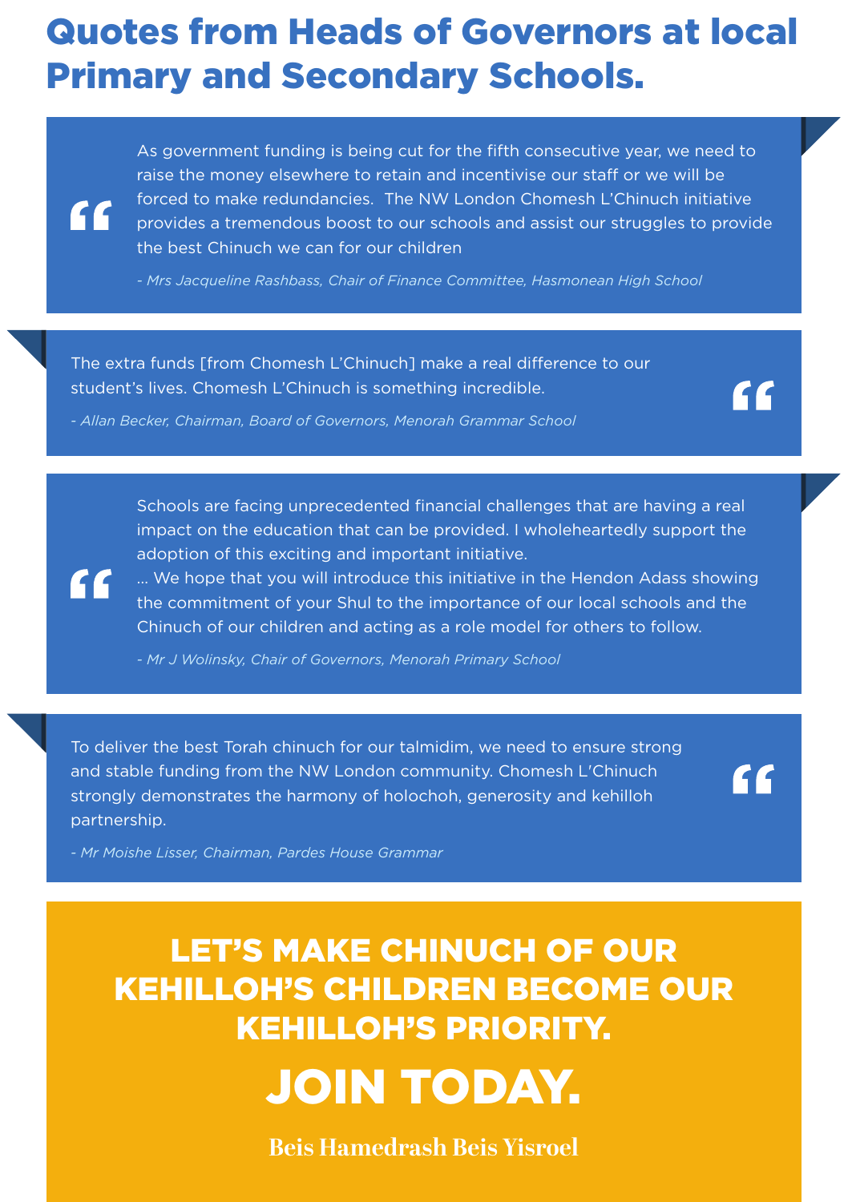# Quotes from Heads of Governors at local Primary and Secondary Schools.

> As government funding is being cut for the fifth consecutive year, we need to raise the money elsewhere to retain and incentivise our staff or we will be forced to make redundancies. The NW London Chomesh L'Chinuch initiative provides a tremendous boost to our schools and assist our struggles to provide the best Chinuch we can for our children
>
> *- Mrs Jacqueline Rashbass, Chair of Finance Committee, Hasmonean High School*

> The extra funds [from Chomesh L'Chinuch] make a real difference to our student's lives. Chomesh L'Chinuch is something incredible.
>
> *- Allan Becker, Chairman, Board of Governors, Menorah Grammar School*

> Schools are facing unprecedented financial challenges that are having a real impact on the education that can be provided. I wholeheartedly support the adoption of this exciting and important initiative.
> ... We hope that you will introduce this initiative in the Hendon Adass showing the commitment of your Shul to the importance of our local schools and the Chinuch of our children and acting as a role model for others to follow.
>
> *- Mr J Wolinsky, Chair of Governors, Menorah Primary School*

> To deliver the best Torah chinuch for our talmidim, we need to ensure strong and stable funding from the NW London community. Chomesh L'Chinuch strongly demonstrates the harmony of holochoh, generosity and kehilloh partnership.
>
> *- Mr Moishe Lisser, Chairman, Pardes House Grammar*

## LET'S MAKE CHINUCH OF OUR KEHILLOH'S CHILDREN BECOME OUR KEHILLOH'S PRIORITY.

# JOIN TODAY.

**Beis Hamedrash Beis Yisroel**